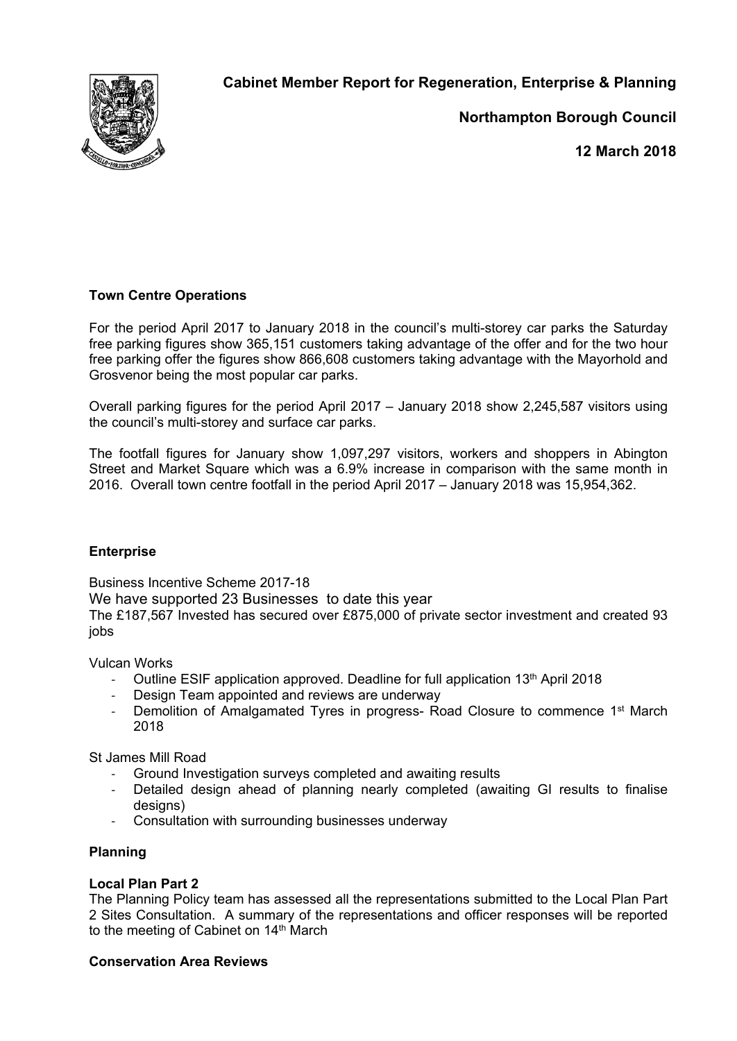**Cabinet Member Report for Regeneration, Enterprise & Planning**

**Northampton Borough Council**

**12 March 2018**

**Town Centre Operations**

For the period April 2017 to January 2018 in the council's multi-storey car parks the Saturday free parking figures show 365,151 customers taking advantage of the offer and for the two hour free parking offer the figures show 866,608 customers taking advantage with the Mayorhold and Grosvenor being the most popular car parks.

Overall parking figures for the period April 2017 – January 2018 show 2,245,587 visitors using the council's multi-storey and surface car parks.

The footfall figures for January show 1,097,297 visitors, workers and shoppers in Abington Street and Market Square which was a 6.9% increase in comparison with the same month in 2016. Overall town centre footfall in the period April 2017 – January 2018 was 15,954,362.

**Enterprise**

Business Incentive Scheme 2017-18

We have supported 23 Businesses to date this year

The £187,567 Invested has secured over £875,000 of private sector investment and created 93 jobs

Vulcan Works

- Outline ESIF application approved. Deadline for full application 13th April 2018
- Design Team appointed and reviews are underway
- Demolition of Amalgamated Tyres in progress- Road Closure to commence 1st March 2018

St James Mill Road

- Ground Investigation surveys completed and awaiting results
- Detailed design ahead of planning nearly completed (awaiting GI results to finalise designs)
- Consultation with surrounding businesses underway

**Planning**

**Local Plan Part 2**

The Planning Policy team has assessed all the representations submitted to the Local Plan Part 2 Sites Consultation. A summary of the representations and officer responses will be reported to the meeting of Cabinet on 14th March

**Conservation Area Reviews**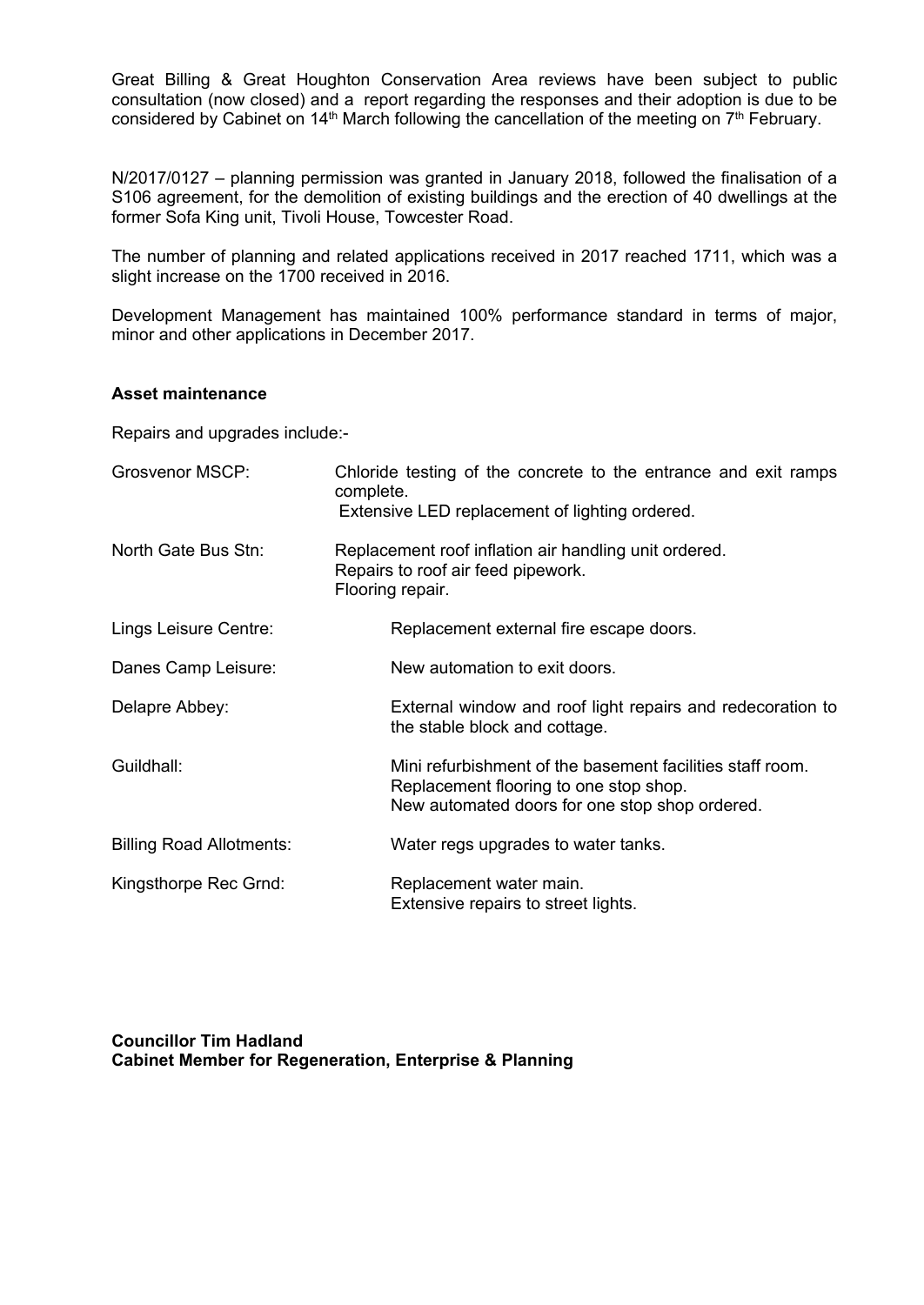Great Billing & Great Houghton Conservation Area reviews have been subject to public consultation (now closed) and a report regarding the responses and their adoption is due to be considered by Cabinet on 14th March following the cancellation of the meeting on 7th February.

N/2017/0127 – planning permission was granted in January 2018, followed the finalisation of a S106 agreement, for the demolition of existing buildings and the erection of 40 dwellings at the former Sofa King unit, Tivoli House, Towcester Road.

The number of planning and related applications received in 2017 reached 1711, which was a slight increase on the 1700 received in 2016.

Development Management has maintained 100% performance standard in terms of major, minor and other applications in December 2017.

**Asset maintenance**

Repairs and upgrades include:-

| | |
|---|---|
| Grosvenor MSCP: | Chloride testing of the concrete to the entrance and exit ramps complete.<br>Extensive LED replacement of lighting ordered. |
| North Gate Bus Stn: | Replacement roof inflation air handling unit ordered.<br>Repairs to roof air feed pipework.<br>Flooring repair. |
| Lings Leisure Centre: | Replacement external fire escape doors. |
| Danes Camp Leisure: | New automation to exit doors. |
| Delapre Abbey: | External window and roof light repairs and redecoration to the stable block and cottage. |
| Guildhall: | Mini refurbishment of the basement facilities staff room.<br>Replacement flooring to one stop shop.<br>New automated doors for one stop shop ordered. |
| Billing Road Allotments: | Water regs upgrades to water tanks. |
| Kingsthorpe Rec Grnd: | Replacement water main.<br>Extensive repairs to street lights. |

**Councillor Tim Hadland**
**Cabinet Member for Regeneration, Enterprise & Planning**